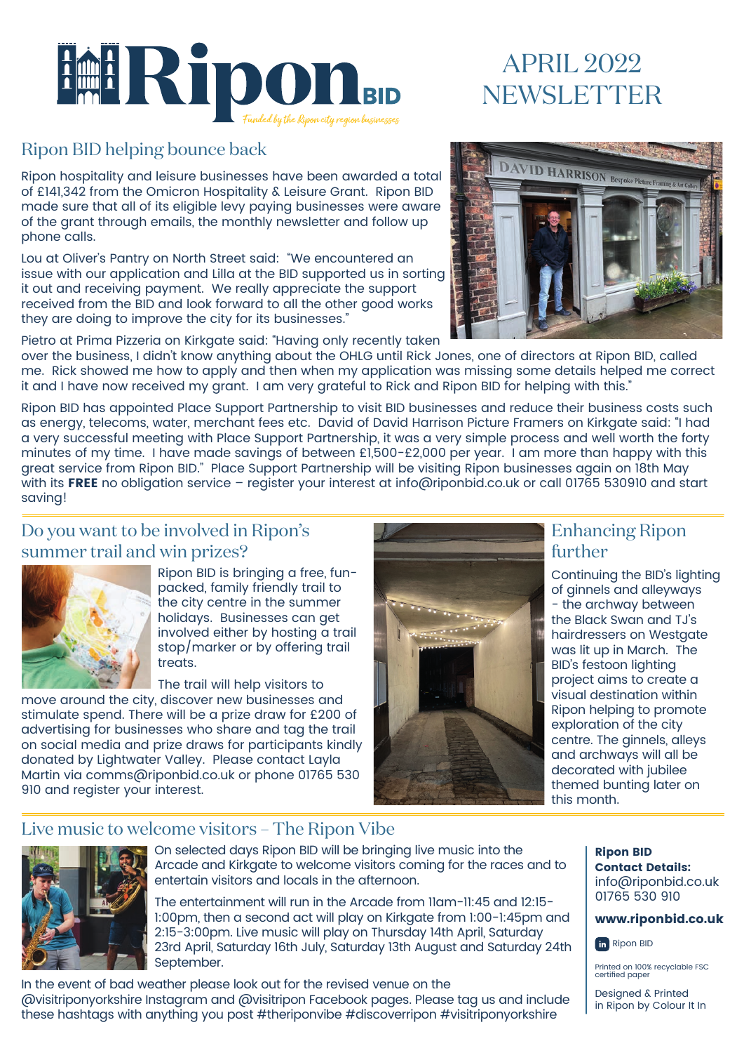# Ripon BID

*Funded by the Ripon city region businesses*

# APRIL 2022 NEWSLETTER

## Ripon BID helping bounce back

Ripon hospitality and leisure businesses have been awarded a total of £141,342 from the Omicron Hospitality & Leisure Grant. Ripon BID made sure that all of its eligible levy paying businesses were aware of the grant through emails, the monthly newsletter and follow up phone calls.

Lou at Oliver's Pantry on North Street said: "We encountered an issue with our application and Lilla at the BID supported us in sorting it out and receiving payment. We really appreciate the support received from the BID and look forward to all the other good works they are doing to improve the city for its businesses."

Pietro at Prima Pizzeria on Kirkgate said: "Having only recently taken over the business, I didn't know anything about the OHLG until Rick Jones, one of directors at Ripon BID, called me. Rick showed me how to apply and then when my application was missing some details helped me correct it and I have now received my grant. I am very grateful to Rick and Ripon BID for helping with this."

Ripon BID has appointed Place Support Partnership to visit BID businesses and reduce their business costs such as energy, telecoms, water, merchant fees etc. David of David Harrison Picture Framers on Kirkgate said: "I had a very successful meeting with Place Support Partnership, it was a very simple process and well worth the forty minutes of my time. I have made savings of between £1,500-£2,000 per year. I am more than happy with this great service from Ripon BID." Place Support Partnership will be visiting Ripon businesses again on 18th May with its **FREE** no obligation service – register your interest at info@riponbid.co.uk or call 01765 530910 and start saving!

## Do you want to be involved in Ripon's summer trail and win prizes?

Ripon BID is bringing a free, fun-packed, family friendly trail to the city centre in the summer holidays. Businesses can get involved either by hosting a trail stop/marker or by offering trail treats.

The trail will help visitors to move around the city, discover new businesses and stimulate spend. There will be a prize draw for £200 of advertising for businesses who share and tag the trail on social media and prize draws for participants kindly donated by Lightwater Valley. Please contact Layla Martin via comms@riponbid.co.uk or phone 01765 530 910 and register your interest.

## Enhancing Ripon further

Continuing the BID's lighting of ginnels and alleyways - the archway between the Black Swan and TJ's hairdressers on Westgate was lit up in March. The BID's festoon lighting project aims to create a visual destination within Ripon helping to promote exploration of the city centre. The ginnels, alleys and archways will all be decorated with jubilee themed bunting later on this month.

## Live music to welcome visitors – The Ripon Vibe

On selected days Ripon BID will be bringing live music into the Arcade and Kirkgate to welcome visitors coming for the races and to entertain visitors and locals in the afternoon.

The entertainment will run in the Arcade from 11am-11:45 and 12:15-1:00pm, then a second act will play on Kirkgate from 1:00-1:45pm and 2:15-3:00pm. Live music will play on Thursday 14th April, Saturday 23rd April, Saturday 16th July, Saturday 13th August and Saturday 24th September.

In the event of bad weather please look out for the revised venue on the @visitriponyorkshire Instagram and @visitripon Facebook pages. Please tag us and include these hashtags with anything you post #theriponvibe #discoverripon #visitriponyorkshire

**Ripon BID Contact Details:**
info@riponbid.co.uk
01765 530 910

**www.riponbid.co.uk**

Ripon BID

Printed on 100% recyclable FSC certified paper

Designed & Printed in Ripon by Colour It In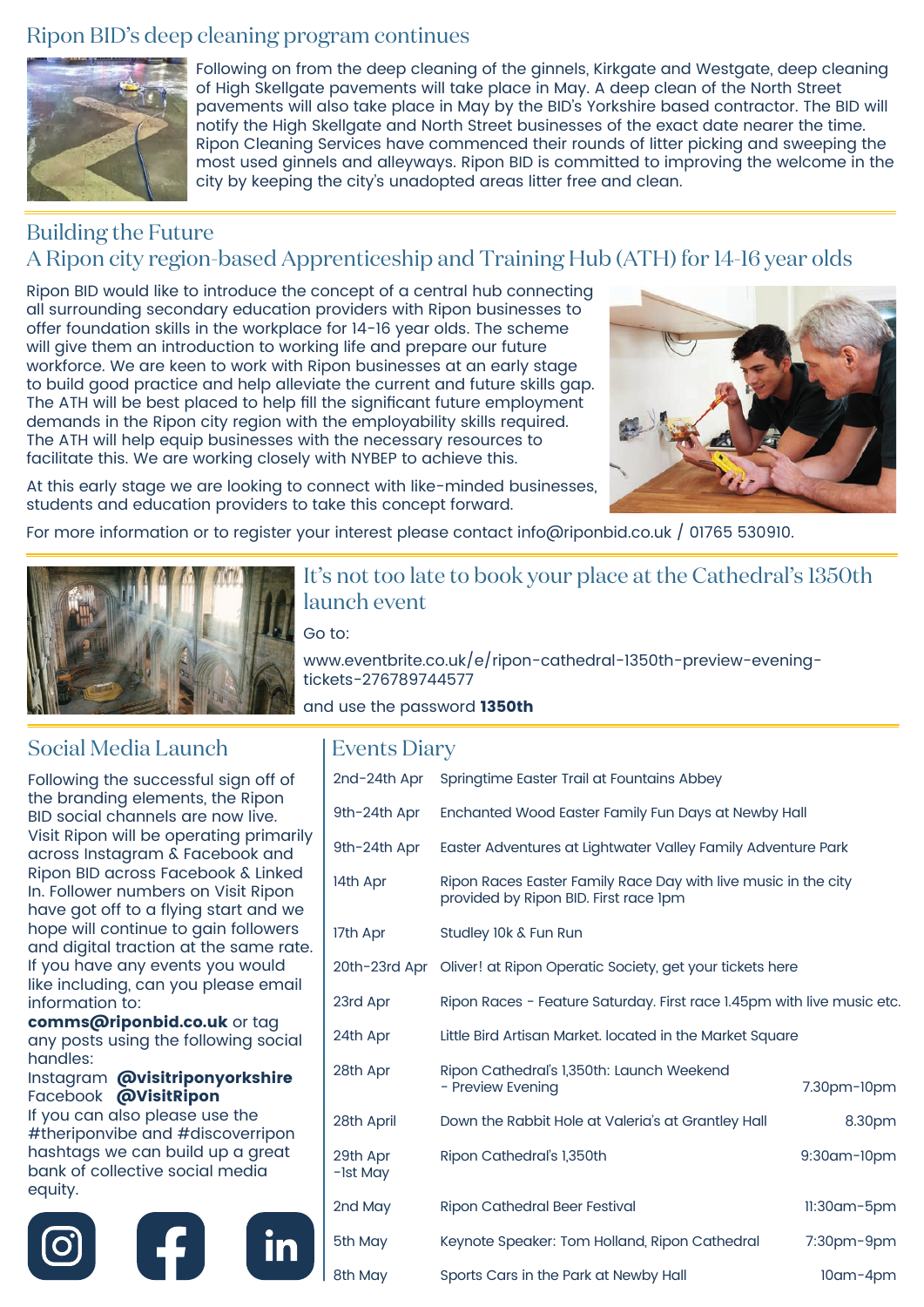## Ripon BID's deep cleaning program continues

Following on from the deep cleaning of the ginnels, Kirkgate and Westgate, deep cleaning of High Skellgate pavements will take place in May. A deep clean of the North Street pavements will also take place in May by the BID's Yorkshire based contractor. The BID will notify the High Skellgate and North Street businesses of the exact date nearer the time. Ripon Cleaning Services have commenced their rounds of litter picking and sweeping the most used ginnels and alleyways. Ripon BID is committed to improving the welcome in the city by keeping the city's unadopted areas litter free and clean.

## Building the Future
## A Ripon city region-based Apprenticeship and Training Hub (ATH) for 14-16 year olds

Ripon BID would like to introduce the concept of a central hub connecting all surrounding secondary education providers with Ripon businesses to offer foundation skills in the workplace for 14-16 year olds. The scheme will give them an introduction to working life and prepare our future workforce. We are keen to work with Ripon businesses at an early stage to build good practice and help alleviate the current and future skills gap. The ATH will be best placed to help fill the significant future employment demands in the Ripon city region with the employability skills required. The ATH will help equip businesses with the necessary resources to facilitate this. We are working closely with NYBEP to achieve this.

At this early stage we are looking to connect with like-minded businesses, students and education providers to take this concept forward.

For more information or to register your interest please contact info@riponbid.co.uk / 01765 530910.

## It's not too late to book your place at the Cathedral's 1350th launch event

Go to:

www.eventbrite.co.uk/e/ripon-cathedral-1350th-preview-evening-tickets-276789744577

and use the password **1350th**

## Social Media Launch

Following the successful sign off of the branding elements, the Ripon BID social channels are now live. Visit Ripon will be operating primarily across Instagram & Facebook and Ripon BID across Facebook & Linked In. Follower numbers on Visit Ripon have got off to a flying start and we hope will continue to gain followers and digital traction at the same rate. If you have any events you would like including, can you please email information to: **comms@riponbid.co.uk** or tag any posts using the following social handles:

Instagram **@visitriponyorkshire**
Facebook **@VisitRipon**

If you can also please use the #theriponvibe and #discoverripon hashtags we can build up a great bank of collective social media equity.

## Events Diary

| | | |
|---|---|---|
| 2nd-24th Apr | Springtime Easter Trail at Fountains Abbey | |
| 9th-24th Apr | Enchanted Wood Easter Family Fun Days at Newby Hall | |
| 9th-24th Apr | Easter Adventures at Lightwater Valley Family Adventure Park | |
| 14th Apr | Ripon Races Easter Family Race Day with live music in the city provided by Ripon BID. First race 1pm | |
| 17th Apr | Studley 10k & Fun Run | |
| 20th-23rd Apr | Oliver! at Ripon Operatic Society, get your tickets here | |
| 23rd Apr | Ripon Races - Feature Saturday. First race 1.45pm with live music etc. | |
| 24th Apr | Little Bird Artisan Market. located in the Market Square | |
| 28th Apr | Ripon Cathedral's 1,350th: Launch Weekend - Preview Evening | 7.30pm-10pm |
| 28th April | Down the Rabbit Hole at Valeria's at Grantley Hall | 8.30pm |
| 29th Apr -1st May | Ripon Cathedral's 1,350th | 9:30am-10pm |
| 2nd May | Ripon Cathedral Beer Festival | 11:30am-5pm |
| 5th May | Keynote Speaker: Tom Holland, Ripon Cathedral | 7:30pm-9pm |
| 8th May | Sports Cars in the Park at Newby Hall | 10am-4pm |